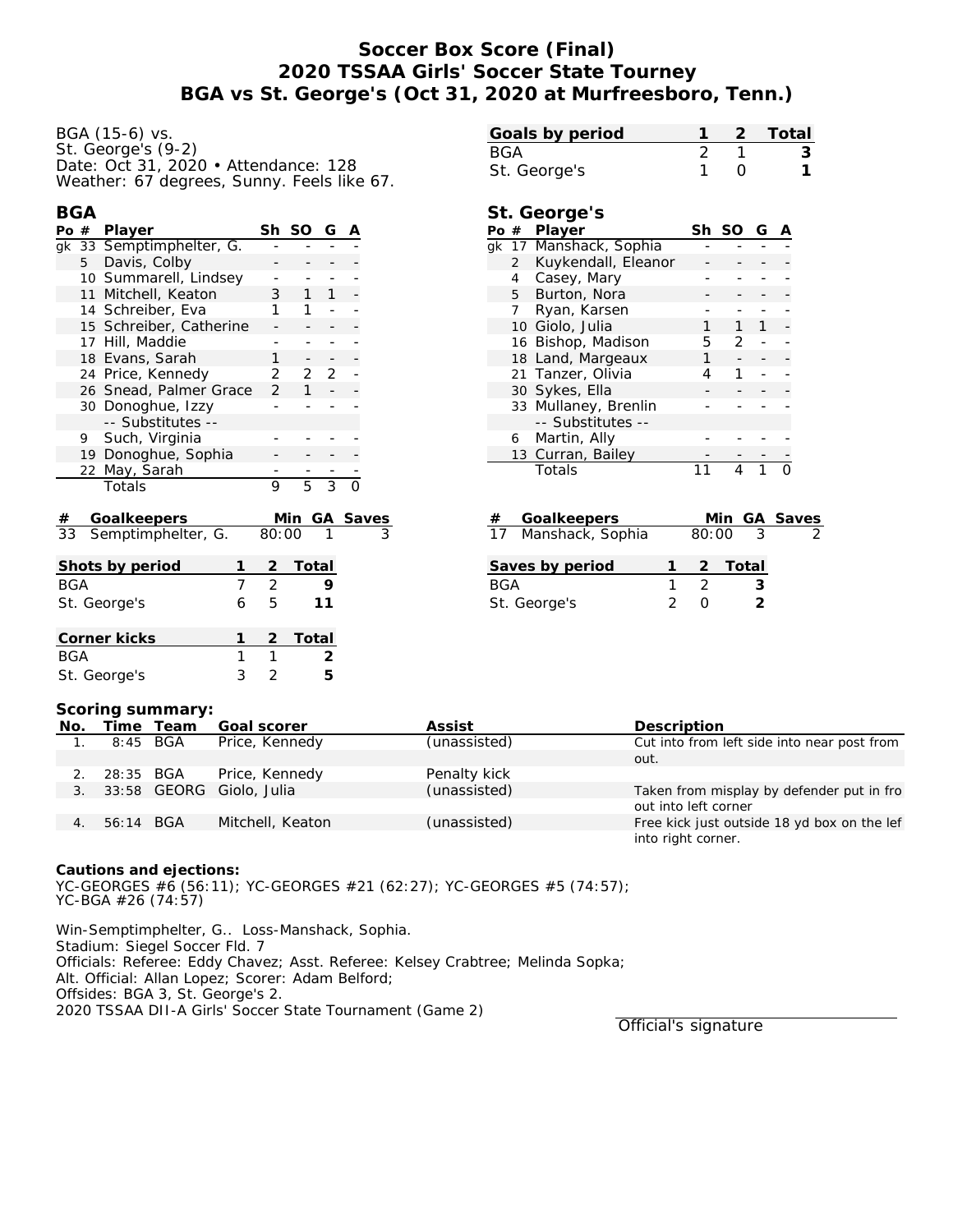# Soccer Box Score (Final)
## 2020 TSSAA Girls' Soccer State Tourney
## BGA vs St. George's (Oct 31, 2020 at Murfreesboro, Tenn.)

BGA (15-6) vs.
St. George's (9-2)
Date: Oct 31, 2020 • Attendance: 128
Weather: 67 degrees, Sunny. Feels like 67.

| Goals by period | 1 | 2 | Total |
|---|---|---|---|
| BGA | 2 | 1 | 3 |
| St. George's | 1 | 0 | 1 |

### BGA

| Po | # | Player | Sh | SO | G | A |
|---|---|---|---|---|---|---|
| gk | 33 | Semptimphelter, G. | - | - | - | - |
| | 5 | Davis, Colby | - | - | - | - |
| | 10 | Summarell, Lindsey | - | - | - | - |
| | 11 | Mitchell, Keaton | 3 | 1 | 1 | - |
| | 14 | Schreiber, Eva | 1 | 1 | - | - |
| | 15 | Schreiber, Catherine | - | - | - | - |
| | 17 | Hill, Maddie | - | - | - | - |
| | 18 | Evans, Sarah | 1 | - | - | - |
| | 24 | Price, Kennedy | 2 | 2 | 2 | - |
| | 26 | Snead, Palmer Grace | 2 | 1 | - | - |
| | 30 | Donoghue, Izzy | - | - | - | - |
| | | -- Substitutes -- | | | | |
| | 9 | Such, Virginia | - | - | - | - |
| | 19 | Donoghue, Sophia | - | - | - | - |
| | 22 | May, Sarah | - | - | - | - |
| | | Totals | 9 | 5 | 3 | 0 |

| # | Goalkeepers | Min | GA | Saves |
|---|---|---|---|---|
| 33 | Semptimphelter, G. | 80:00 | 1 | 3 |

| Shots by period | 1 | 2 | Total |
|---|---|---|---|
| BGA | 7 | 2 | 9 |
| St. George's | 6 | 5 | 11 |

| Corner kicks | 1 | 2 | Total |
|---|---|---|---|
| BGA | 1 | 1 | 2 |
| St. George's | 3 | 2 | 5 |

### St. George's

| Po | # | Player | Sh | SO | G | A |
|---|---|---|---|---|---|---|
| gk | 17 | Manshack, Sophia | - | - | - | - |
| | 2 | Kuykendall, Eleanor | - | - | - | - |
| | 4 | Casey, Mary | - | - | - | - |
| | 5 | Burton, Nora | - | - | - | - |
| | 7 | Ryan, Karsen | - | - | - | - |
| | 10 | Giolo, Julia | 1 | 1 | 1 | - |
| | 16 | Bishop, Madison | 5 | 2 | - | - |
| | 18 | Land, Margeaux | 1 | - | - | - |
| | 21 | Tanzer, Olivia | 4 | 1 | - | - |
| | 30 | Sykes, Ella | - | - | - | - |
| | 33 | Mullaney, Brenlin | - | - | - | - |
| | | -- Substitutes -- | | | | |
| | 6 | Martin, Ally | - | - | - | - |
| | 13 | Curran, Bailey | - | - | - | - |
| | | Totals | 11 | 4 | 1 | 0 |

| # | Goalkeepers | Min | GA | Saves |
|---|---|---|---|---|
| 17 | Manshack, Sophia | 80:00 | 3 | 2 |

| Saves by period | 1 | 2 | Total |
|---|---|---|---|
| BGA | 1 | 2 | 3 |
| St. George's | 2 | 0 | 2 |

### Scoring summary:

| No. | Time | Team | Goal scorer | Assist | Description |
|---|---|---|---|---|---|
| 1. | 8:45 | BGA | Price, Kennedy | (unassisted) | Cut into from left side into near post from out. |
| 2. | 28:35 | BGA | Price, Kennedy | Penalty kick | |
| 3. | 33:58 | GEORG | Giolo, Julia | (unassisted) | Taken from misplay by defender put in fro out into left corner |
| 4. | 56:14 | BGA | Mitchell, Keaton | (unassisted) | Free kick just outside 18 yd box on the lef into right corner. |

**Cautions and ejections:**
YC-GEORGES #6 (56:11); YC-GEORGES #21 (62:27); YC-GEORGES #5 (74:57); YC-BGA #26 (74:57)

Win-Semptimphelter, G.. Loss-Manshack, Sophia.
Stadium: Siegel Soccer Fld. 7
Officials: Referee: Eddy Chavez; Asst. Referee: Kelsey Crabtree; Melinda Sopka;
Alt. Official: Allan Lopez; Scorer: Adam Belford;
Offsides: BGA 3, St. George's 2.
2020 TSSAA DII-A Girls' Soccer State Tournament (Game 2)

Official's signature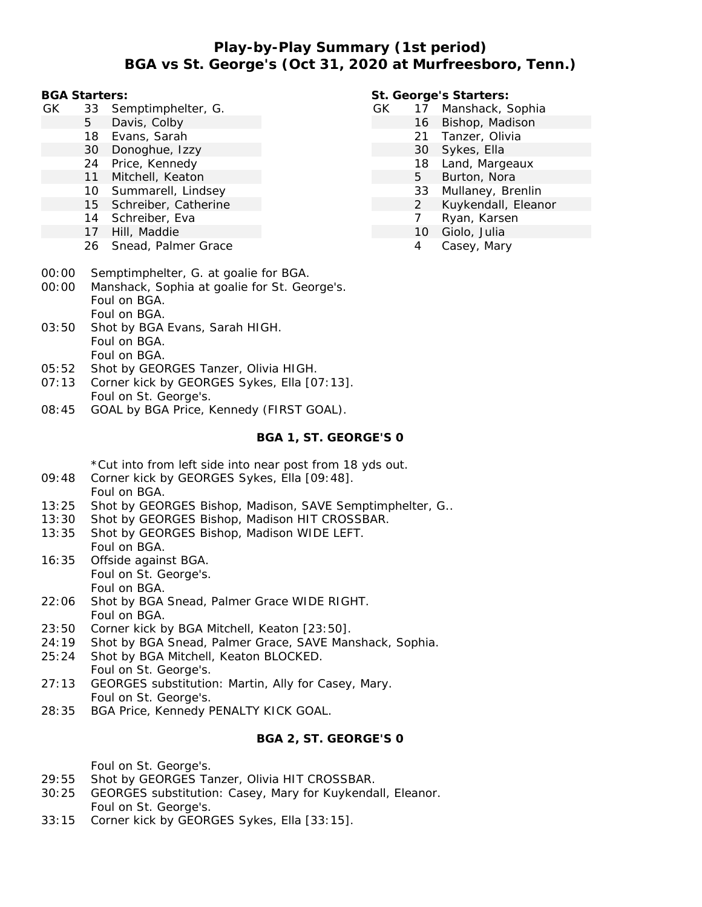# Play-by-Play Summary (1st period)
## BGA vs St. George's (Oct 31, 2020 at Murfreesboro, Tenn.)

**BGA Starters:**

| | | |
|---|---|---|
| GK | 33 | Semptimphelter, G. |
| | 5 | Davis, Colby |
| | 18 | Evans, Sarah |
| | 30 | Donoghue, Izzy |
| | 24 | Price, Kennedy |
| | 11 | Mitchell, Keaton |
| | 10 | Summarell, Lindsey |
| | 15 | Schreiber, Catherine |
| | 14 | Schreiber, Eva |
| | 17 | Hill, Maddie |
| | 26 | Snead, Palmer Grace |

**St. George's Starters:**

| | | |
|---|---|---|
| GK | 17 | Manshack, Sophia |
| | 16 | Bishop, Madison |
| | 21 | Tanzer, Olivia |
| | 30 | Sykes, Ella |
| | 18 | Land, Margeaux |
| | 5 | Burton, Nora |
| | 33 | Mullaney, Brenlin |
| | 2 | Kuykendall, Eleanor |
| | 7 | Ryan, Karsen |
| | 10 | Giolo, Julia |
| | 4 | Casey, Mary |

00:00 Semptimphelter, G. at goalie for BGA.
00:00 Manshack, Sophia at goalie for St. George's.
Foul on BGA.
Foul on BGA.
03:50 Shot by BGA Evans, Sarah HIGH.
Foul on BGA.
Foul on BGA.
05:52 Shot by GEORGES Tanzer, Olivia HIGH.
07:13 Corner kick by GEORGES Sykes, Ella [07:13].
Foul on St. George's.
08:45 GOAL by BGA Price, Kennedy (FIRST GOAL).

**BGA 1, ST. GEORGE'S 0**

*Cut into from left side into near post from 18 yds out.
09:48 Corner kick by GEORGES Sykes, Ella [09:48].
Foul on BGA.
13:25 Shot by GEORGES Bishop, Madison, SAVE Semptimphelter, G..
13:30 Shot by GEORGES Bishop, Madison HIT CROSSBAR.
13:35 Shot by GEORGES Bishop, Madison WIDE LEFT.
Foul on BGA.
16:35 Offside against BGA.
Foul on St. George's.
Foul on BGA.
22:06 Shot by BGA Snead, Palmer Grace WIDE RIGHT.
Foul on BGA.
23:50 Corner kick by BGA Mitchell, Keaton [23:50].
24:19 Shot by BGA Snead, Palmer Grace, SAVE Manshack, Sophia.
25:24 Shot by BGA Mitchell, Keaton BLOCKED.
Foul on St. George's.
27:13 GEORGES substitution: Martin, Ally for Casey, Mary.
Foul on St. George's.
28:35 BGA Price, Kennedy PENALTY KICK GOAL.

**BGA 2, ST. GEORGE'S 0**

Foul on St. George's.
29:55 Shot by GEORGES Tanzer, Olivia HIT CROSSBAR.
30:25 GEORGES substitution: Casey, Mary for Kuykendall, Eleanor.
Foul on St. George's.
33:15 Corner kick by GEORGES Sykes, Ella [33:15].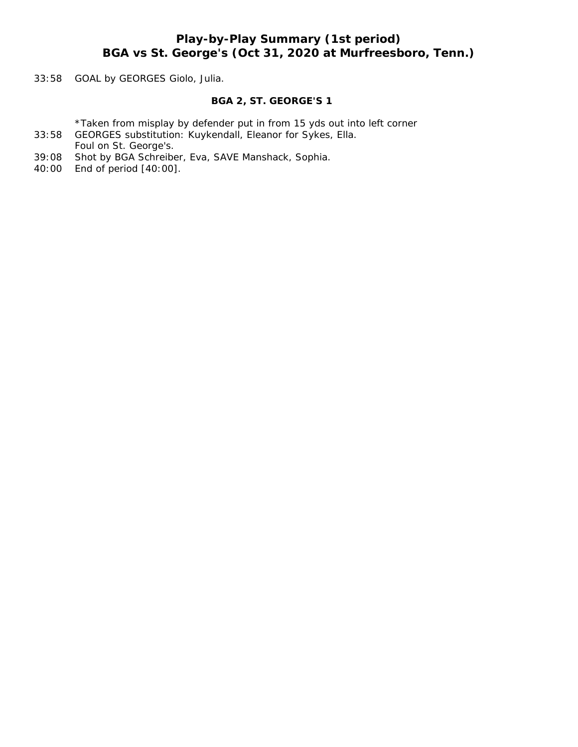## Play-by-Play Summary (1st period)
## BGA vs St. George's (Oct 31, 2020 at Murfreesboro, Tenn.)

33:58 GOAL by GEORGES Giolo, Julia.

**BGA 2, ST. GEORGE'S 1**

*Taken from misplay by defender put in from 15 yds out into left corner
33:58 GEORGES substitution: Kuykendall, Eleanor for Sykes, Ella.
Foul on St. George's.
39:08 Shot by BGA Schreiber, Eva, SAVE Manshack, Sophia.
40:00 End of period [40:00].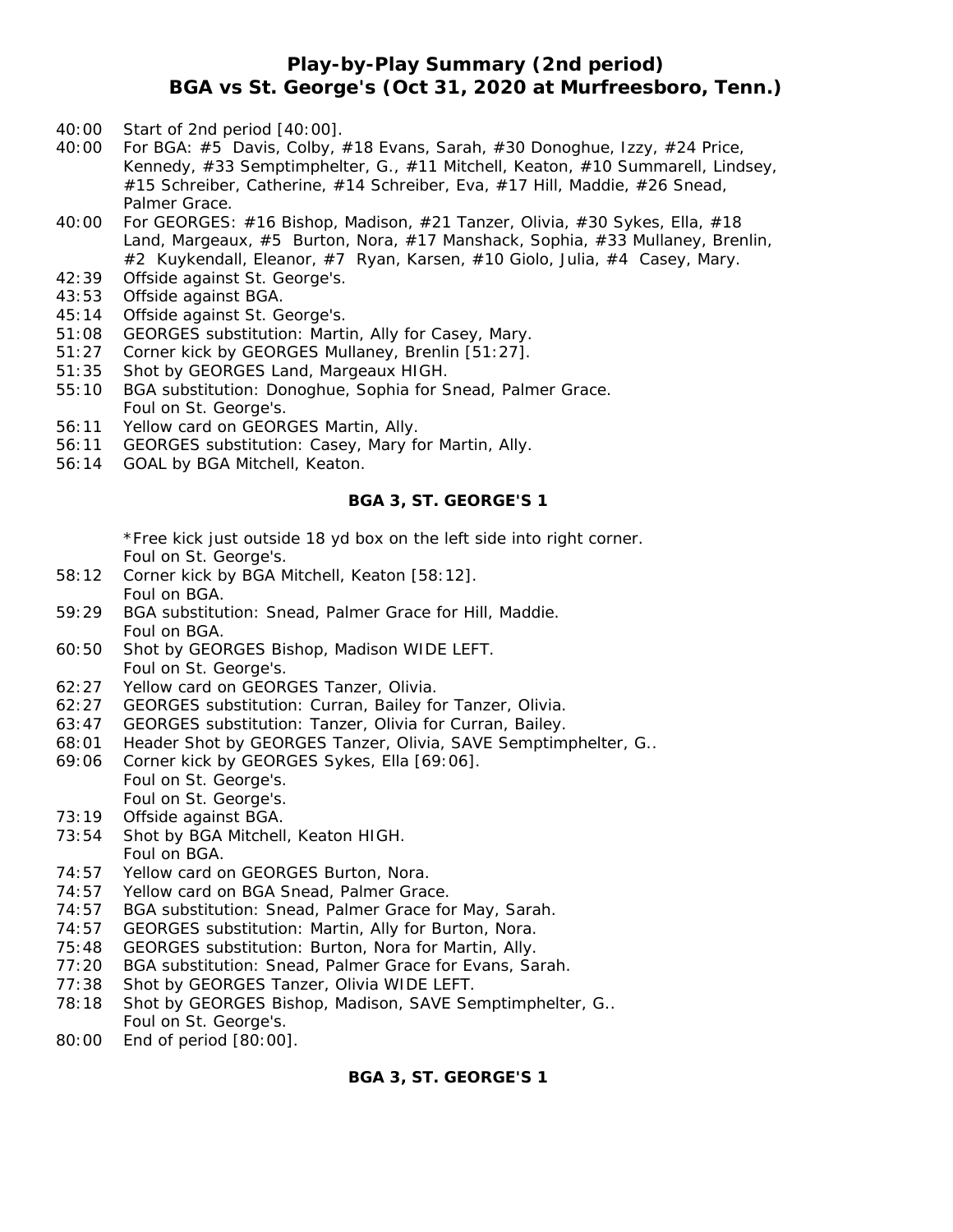# Play-by-Play Summary (2nd period)
# BGA vs St. George's (Oct 31, 2020 at Murfreesboro, Tenn.)

40:00 Start of 2nd period [40:00].
40:00 For BGA: #5 Davis, Colby, #18 Evans, Sarah, #30 Donoghue, Izzy, #24 Price, Kennedy, #33 Semptimphelter, G., #11 Mitchell, Keaton, #10 Summarell, Lindsey, #15 Schreiber, Catherine, #14 Schreiber, Eva, #17 Hill, Maddie, #26 Snead, Palmer Grace.
40:00 For GEORGES: #16 Bishop, Madison, #21 Tanzer, Olivia, #30 Sykes, Ella, #18 Land, Margeaux, #5 Burton, Nora, #17 Manshack, Sophia, #33 Mullaney, Brenlin, #2 Kuykendall, Eleanor, #7 Ryan, Karsen, #10 Giolo, Julia, #4 Casey, Mary.
42:39 Offside against St. George's.
43:53 Offside against BGA.
45:14 Offside against St. George's.
51:08 GEORGES substitution: Martin, Ally for Casey, Mary.
51:27 Corner kick by GEORGES Mullaney, Brenlin [51:27].
51:35 Shot by GEORGES Land, Margeaux HIGH.
55:10 BGA substitution: Donoghue, Sophia for Snead, Palmer Grace.
Foul on St. George's.
56:11 Yellow card on GEORGES Martin, Ally.
56:11 GEORGES substitution: Casey, Mary for Martin, Ally.
56:14 GOAL by BGA Mitchell, Keaton.

**BGA 3, ST. GEORGE'S 1**

*Free kick just outside 18 yd box on the left side into right corner.
Foul on St. George's.
58:12 Corner kick by BGA Mitchell, Keaton [58:12].
Foul on BGA.
59:29 BGA substitution: Snead, Palmer Grace for Hill, Maddie.
Foul on BGA.
60:50 Shot by GEORGES Bishop, Madison WIDE LEFT.
Foul on St. George's.
62:27 Yellow card on GEORGES Tanzer, Olivia.
62:27 GEORGES substitution: Curran, Bailey for Tanzer, Olivia.
63:47 GEORGES substitution: Tanzer, Olivia for Curran, Bailey.
68:01 Header Shot by GEORGES Tanzer, Olivia, SAVE Semptimphelter, G..
69:06 Corner kick by GEORGES Sykes, Ella [69:06].
Foul on St. George's.
Foul on St. George's.
73:19 Offside against BGA.
73:54 Shot by BGA Mitchell, Keaton HIGH.
Foul on BGA.
74:57 Yellow card on GEORGES Burton, Nora.
74:57 Yellow card on BGA Snead, Palmer Grace.
74:57 BGA substitution: Snead, Palmer Grace for May, Sarah.
74:57 GEORGES substitution: Martin, Ally for Burton, Nora.
75:48 GEORGES substitution: Burton, Nora for Martin, Ally.
77:20 BGA substitution: Snead, Palmer Grace for Evans, Sarah.
77:38 Shot by GEORGES Tanzer, Olivia WIDE LEFT.
78:18 Shot by GEORGES Bishop, Madison, SAVE Semptimphelter, G..
Foul on St. George's.
80:00 End of period [80:00].

**BGA 3, ST. GEORGE'S 1**